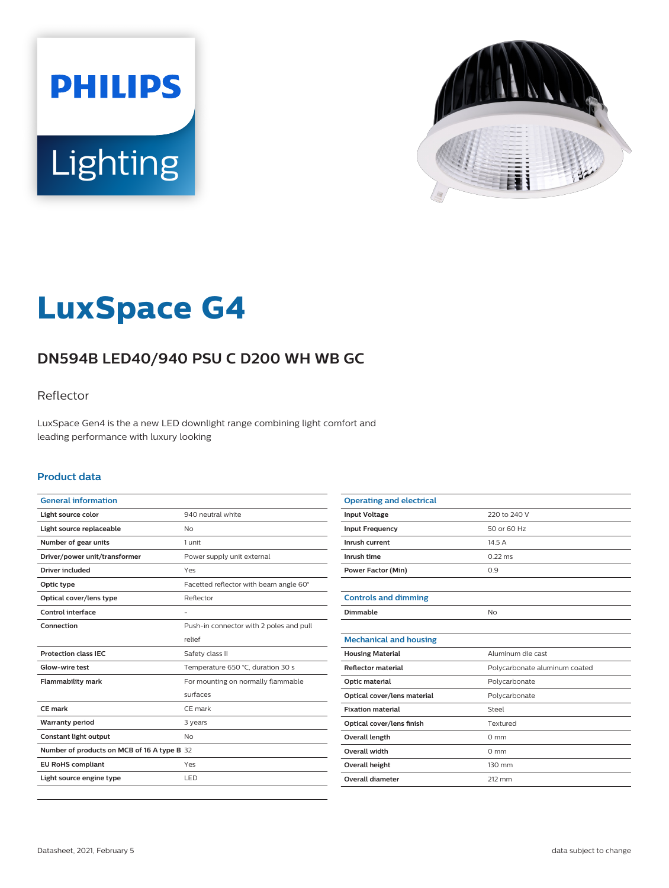PHILIPS

Lighting

# LuxSpace G4

## DN594B LED40/940 PSU C D200 WH WB GC

Reflector

LuxSpace Gen4 is the a new LED downlight range combining light comfort and leading performance with luxury looking

### Product data

| General information | |
|---|---|
| Light source color | 940 neutral white |
| Light source replaceable | No |
| Number of gear units | 1 unit |
| Driver/power unit/transformer | Power supply unit external |
| Driver included | Yes |
| Optic type | Facetted reflector with beam angle 60° |
| Optical cover/lens type | Reflector |
| Control interface | - |
| Connection | Push-in connector with 2 poles and pull relief |
| Protection class IEC | Safety class II |
| Glow-wire test | Temperature 650 °C, duration 30 s |
| Flammability mark | For mounting on normally flammable surfaces |
| CE mark | CE mark |
| Warranty period | 3 years |
| Constant light output | No |
| Number of products on MCB of 16 A type B | 32 |
| EU RoHS compliant | Yes |
| Light source engine type | LED |

| Operating and electrical | |
|---|---|
| Input Voltage | 220 to 240 V |
| Input Frequency | 50 or 60 Hz |
| Inrush current | 14.5 A |
| Inrush time | 0.22 ms |
| Power Factor (Min) | 0.9 |

| Controls and dimming | |
|---|---|
| Dimmable | No |

| Mechanical and housing | |
|---|---|
| Housing Material | Aluminum die cast |
| Reflector material | Polycarbonate aluminum coated |
| Optic material | Polycarbonate |
| Optical cover/lens material | Polycarbonate |
| Fixation material | Steel |
| Optical cover/lens finish | Textured |
| Overall length | 0 mm |
| Overall width | 0 mm |
| Overall height | 130 mm |
| Overall diameter | 212 mm |

Datasheet, 2021, February 5

data subject to change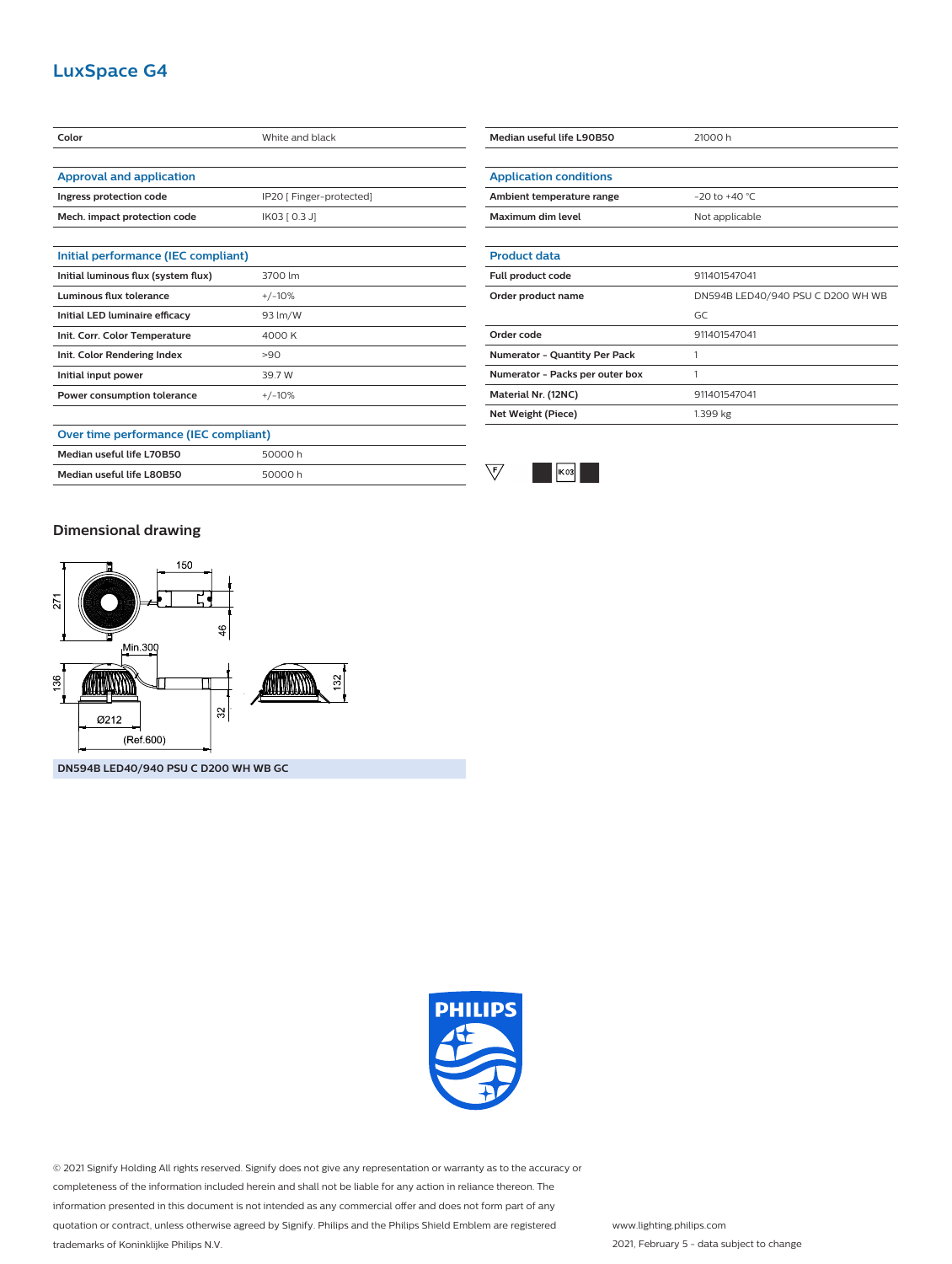# LuxSpace G4

| | |
|---|---|
| Color | White and black |

### Approval and application

| | |
|---|---|
| Ingress protection code | IP20 [ Finger-protected] |
| Mech. impact protection code | IK03 [ 0.3 J] |

### Initial performance (IEC compliant)

| | |
|---|---|
| Initial luminous flux (system flux) | 3700 lm |
| Luminous flux tolerance | +/-10% |
| Initial LED luminaire efficacy | 93 lm/W |
| Init. Corr. Color Temperature | 4000 K |
| Init. Color Rendering Index | >90 |
| Initial input power | 39.7 W |
| Power consumption tolerance | +/-10% |

### Over time performance (IEC compliant)

| | |
|---|---|
| Median useful life L70B50 | 50000 h |
| Median useful life L80B50 | 50000 h |
| Median useful life L90B50 | 21000 h |

### Application conditions

| | |
|---|---|
| Ambient temperature range | -20 to +40 °C |
| Maximum dim level | Not applicable |

### Product data

| | |
|---|---|
| Full product code | 911401547041 |
| Order product name | DN594B LED40/940 PSU C D200 WH WB GC |
| Order code | 911401547041 |
| Numerator - Quantity Per Pack | 1 |
| Numerator - Packs per outer box | 1 |
| Material Nr. (12NC) | 911401547041 |
| Net Weight (Piece) | 1.399 kg |

F

IK03

## Dimensional drawing

150

271

46

Min.300

136

132

32

Ø212

(Ref.600)

DN594B LED40/940 PSU C D200 WH WB GC

© 2021 Signify Holding All rights reserved. Signify does not give any representation or warranty as to the accuracy or completeness of the information included herein and shall not be liable for any action in reliance thereon. The information presented in this document is not intended as any commercial offer and does not form part of any quotation or contract, unless otherwise agreed by Signify. Philips and the Philips Shield Emblem are registered trademarks of Koninklijke Philips N.V.

www.lighting.philips.com

2021, February 5 - data subject to change